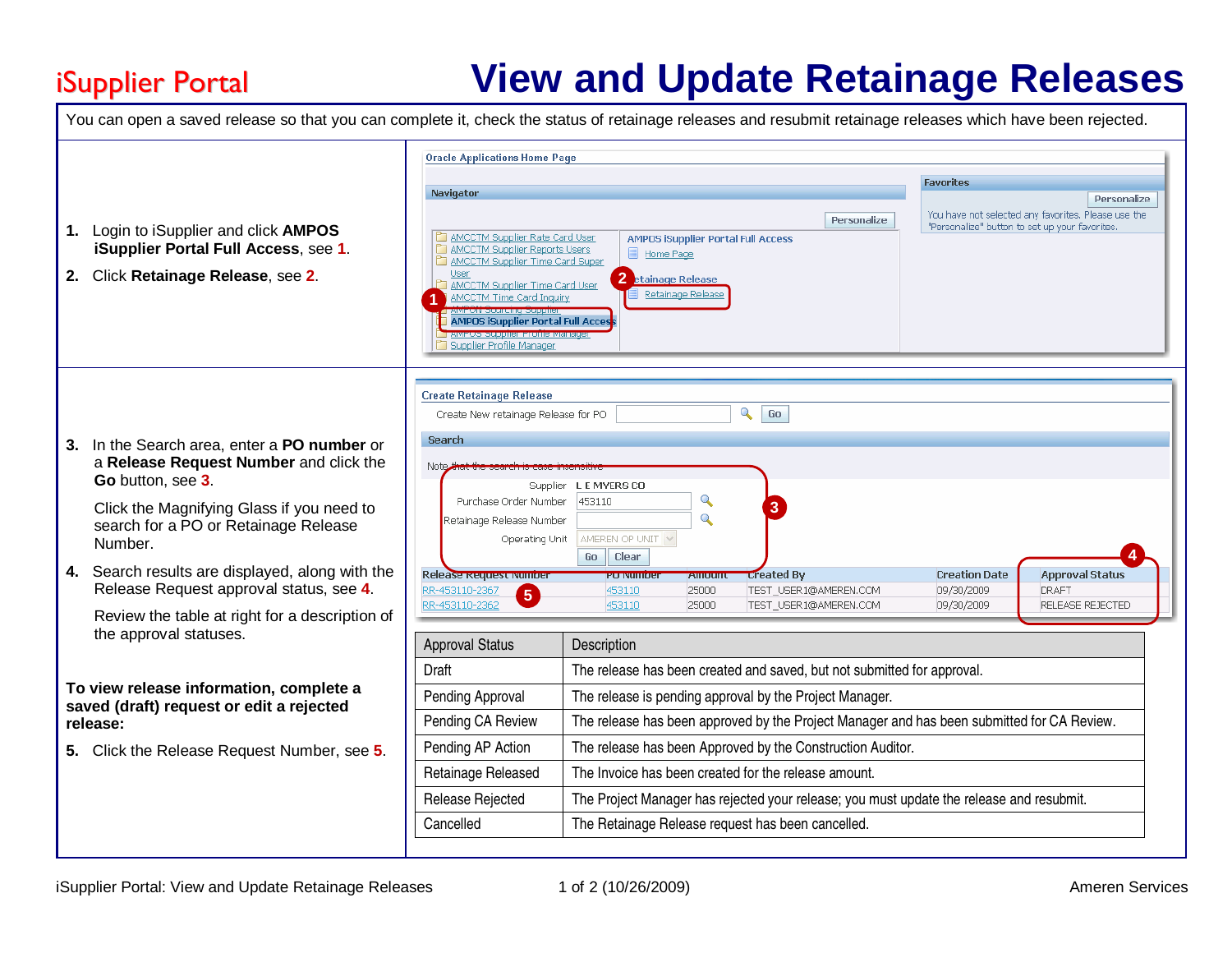# iSupplier Portal

# View and Update Retainage Releases

You can open a saved release so that you can complete it, check the status of retainage releases and resubmit retainage releases which have been rejected.

1. Login to iSupplier and click **AMPOS iSupplier Portal Full Access**, see **1**.
2. Click **Retainage Release**, see **2**.
3. In the Search area, enter a **PO number** or a **Release Request Number** and click the **Go** button, see **3**.

   Click the Magnifying Glass if you need to search for a PO or Retainage Release Number.
4. Search results are displayed, along with the Release Request approval status, see **4**.

   Review the table at right for a description of the approval statuses.

**To view release information, complete a saved (draft) request or edit a rejected release:**

5. Click the Release Request Number, see **5**.

| Approval Status | Description |
|---|---|
| Draft | The release has been created and saved, but not submitted for approval. |
| Pending Approval | The release is pending approval by the Project Manager. |
| Pending CA Review | The release has been approved by the Project Manager and has been submitted for CA Review. |
| Pending AP Action | The release has been Approved by the Construction Auditor. |
| Retainage Released | The Invoice has been created for the release amount. |
| Release Rejected | The Project Manager has rejected your release; you must update the release and resubmit. |
| Cancelled | The Retainage Release request has been cancelled. |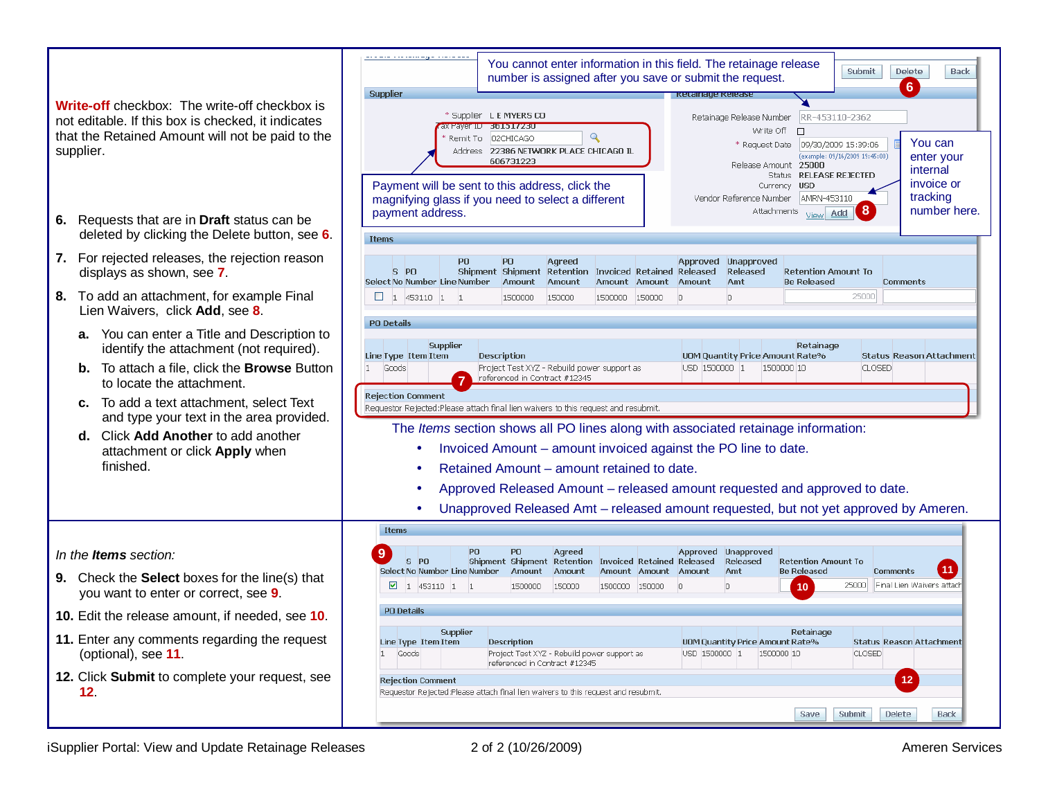**Write-off** checkbox: The write-off checkbox is not editable. If this box is checked, it indicates that the Retained Amount will not be paid to the supplier.

6. Requests that are in **Draft** status can be deleted by clicking the Delete button, see **6**.
7. For rejected releases, the rejection reason displays as shown, see **7**.
8. To add an attachment, for example Final Lien Waivers, click **Add**, see **8**.
   a. You can enter a Title and Description to identify the attachment (not required).
   b. To attach a file, click the **Browse** Button to locate the attachment.
   c. To add a text attachment, select Text and type your text in the area provided.
   d. Click **Add Another** to add another attachment or click **Apply** when finished.

You cannot enter information in this field. The retainage release number is assigned after you save or submit the request.

Payment will be sent to this address, click the magnifying glass if you need to select a different payment address.

You can enter your internal invoice or tracking number here.

The *Items* section shows all PO lines along with associated retainage information:

- Invoiced Amount – amount invoiced against the PO line to date.
- Retained Amount – amount retained to date.
- Approved Released Amount – released amount requested and approved to date.
- Unapproved Released Amt – released amount requested, but not yet approved by Ameren.

*In the **Items** section:*

9. Check the **Select** boxes for the line(s) that you want to enter or correct, see **9**.
10. Edit the release amount, if needed, see **10**.
11. Enter any comments regarding the request (optional), see **11**.
12. Click **Submit** to complete your request, see **12**.